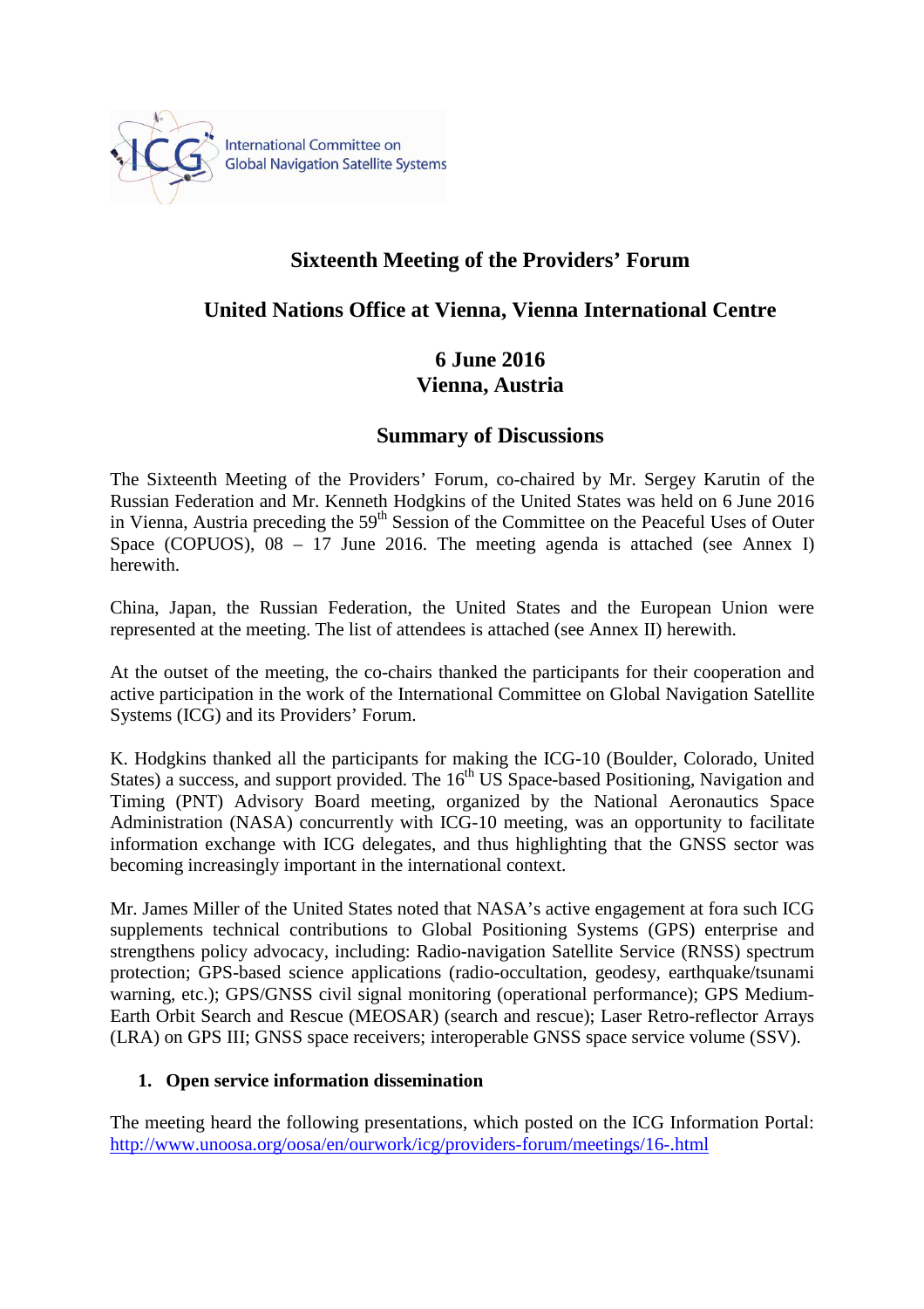International Committee on Global Navigation Satellite Systems

# Sixteenth Meeting of the Providers' Forum

## United Nations Office at Vienna, Vienna International Centre

## 6 June 2016
## Vienna, Austria

## Summary of Discussions

The Sixteenth Meeting of the Providers' Forum, co-chaired by Mr. Sergey Karutin of the Russian Federation and Mr. Kenneth Hodgkins of the United States was held on 6 June 2016 in Vienna, Austria preceding the 59th Session of the Committee on the Peaceful Uses of Outer Space (COPUOS), 08 – 17 June 2016. The meeting agenda is attached (see Annex I) herewith.

China, Japan, the Russian Federation, the United States and the European Union were represented at the meeting. The list of attendees is attached (see Annex II) herewith.

At the outset of the meeting, the co-chairs thanked the participants for their cooperation and active participation in the work of the International Committee on Global Navigation Satellite Systems (ICG) and its Providers' Forum.

K. Hodgkins thanked all the participants for making the ICG-10 (Boulder, Colorado, United States) a success, and support provided. The 16th US Space-based Positioning, Navigation and Timing (PNT) Advisory Board meeting, organized by the National Aeronautics Space Administration (NASA) concurrently with ICG-10 meeting, was an opportunity to facilitate information exchange with ICG delegates, and thus highlighting that the GNSS sector was becoming increasingly important in the international context.

Mr. James Miller of the United States noted that NASA's active engagement at fora such ICG supplements technical contributions to Global Positioning Systems (GPS) enterprise and strengthens policy advocacy, including: Radio-navigation Satellite Service (RNSS) spectrum protection; GPS-based science applications (radio-occultation, geodesy, earthquake/tsunami warning, etc.); GPS/GNSS civil signal monitoring (operational performance); GPS Medium-Earth Orbit Search and Rescue (MEOSAR) (search and rescue); Laser Retro-reflector Arrays (LRA) on GPS III; GNSS space receivers; interoperable GNSS space service volume (SSV).

### 1. Open service information dissemination

The meeting heard the following presentations, which posted on the ICG Information Portal: http://www.unoosa.org/oosa/en/ourwork/icg/providers-forum/meetings/16-.html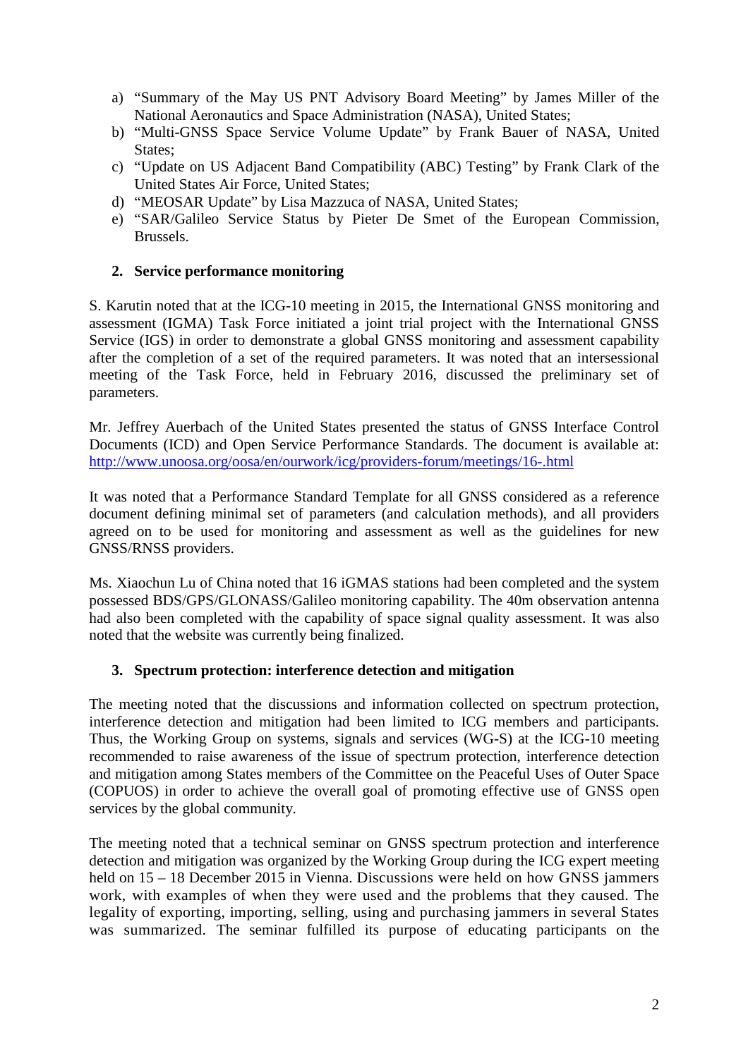a) "Summary of the May US PNT Advisory Board Meeting" by James Miller of the National Aeronautics and Space Administration (NASA), United States;
b) "Multi-GNSS Space Service Volume Update" by Frank Bauer of NASA, United States;
c) "Update on US Adjacent Band Compatibility (ABC) Testing" by Frank Clark of the United States Air Force, United States;
d) "MEOSAR Update" by Lisa Mazzuca of NASA, United States;
e) "SAR/Galileo Service Status by Pieter De Smet of the European Commission, Brussels.

## 2. Service performance monitoring

S. Karutin noted that at the ICG-10 meeting in 2015, the International GNSS monitoring and assessment (IGMA) Task Force initiated a joint trial project with the International GNSS Service (IGS) in order to demonstrate a global GNSS monitoring and assessment capability after the completion of a set of the required parameters. It was noted that an intersessional meeting of the Task Force, held in February 2016, discussed the preliminary set of parameters.

Mr. Jeffrey Auerbach of the United States presented the status of GNSS Interface Control Documents (ICD) and Open Service Performance Standards. The document is available at: http://www.unoosa.org/oosa/en/ourwork/icg/providers-forum/meetings/16-.html

It was noted that a Performance Standard Template for all GNSS considered as a reference document defining minimal set of parameters (and calculation methods), and all providers agreed on to be used for monitoring and assessment as well as the guidelines for new GNSS/RNSS providers.

Ms. Xiaochun Lu of China noted that 16 iGMAS stations had been completed and the system possessed BDS/GPS/GLONASS/Galileo monitoring capability. The 40m observation antenna had also been completed with the capability of space signal quality assessment. It was also noted that the website was currently being finalized.

## 3. Spectrum protection: interference detection and mitigation

The meeting noted that the discussions and information collected on spectrum protection, interference detection and mitigation had been limited to ICG members and participants. Thus, the Working Group on systems, signals and services (WG-S) at the ICG-10 meeting recommended to raise awareness of the issue of spectrum protection, interference detection and mitigation among States members of the Committee on the Peaceful Uses of Outer Space (COPUOS) in order to achieve the overall goal of promoting effective use of GNSS open services by the global community.

The meeting noted that a technical seminar on GNSS spectrum protection and interference detection and mitigation was organized by the Working Group during the ICG expert meeting held on 15 – 18 December 2015 in Vienna. Discussions were held on how GNSS jammers work, with examples of when they were used and the problems that they caused. The legality of exporting, importing, selling, using and purchasing jammers in several States was summarized. The seminar fulfilled its purpose of educating participants on the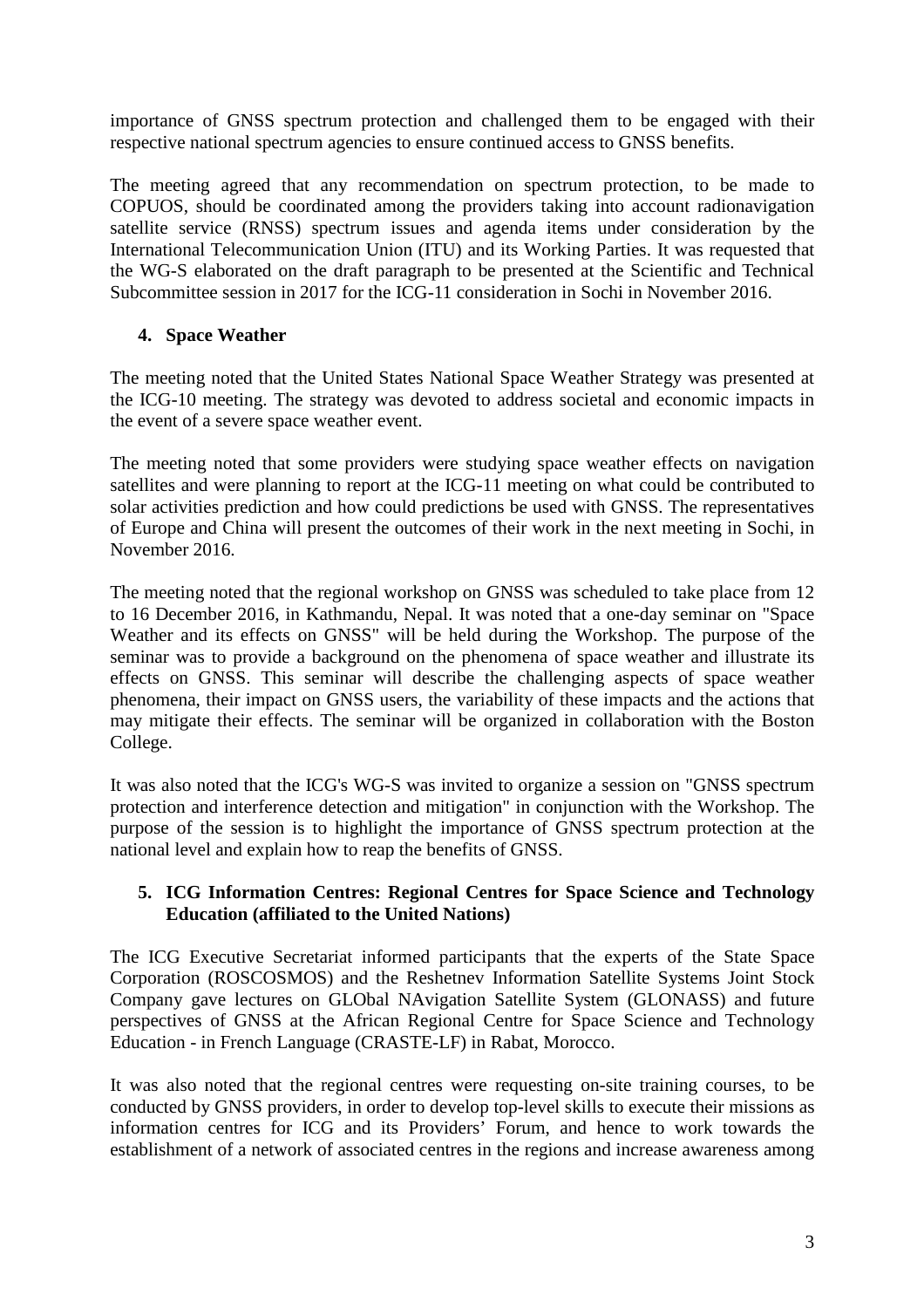importance of GNSS spectrum protection and challenged them to be engaged with their respective national spectrum agencies to ensure continued access to GNSS benefits.

The meeting agreed that any recommendation on spectrum protection, to be made to COPUOS, should be coordinated among the providers taking into account radionavigation satellite service (RNSS) spectrum issues and agenda items under consideration by the International Telecommunication Union (ITU) and its Working Parties. It was requested that the WG-S elaborated on the draft paragraph to be presented at the Scientific and Technical Subcommittee session in 2017 for the ICG-11 consideration in Sochi in November 2016.

## 4. Space Weather

The meeting noted that the United States National Space Weather Strategy was presented at the ICG-10 meeting. The strategy was devoted to address societal and economic impacts in the event of a severe space weather event.

The meeting noted that some providers were studying space weather effects on navigation satellites and were planning to report at the ICG-11 meeting on what could be contributed to solar activities prediction and how could predictions be used with GNSS. The representatives of Europe and China will present the outcomes of their work in the next meeting in Sochi, in November 2016.

The meeting noted that the regional workshop on GNSS was scheduled to take place from 12 to 16 December 2016, in Kathmandu, Nepal. It was noted that a one-day seminar on "Space Weather and its effects on GNSS" will be held during the Workshop. The purpose of the seminar was to provide a background on the phenomena of space weather and illustrate its effects on GNSS. This seminar will describe the challenging aspects of space weather phenomena, their impact on GNSS users, the variability of these impacts and the actions that may mitigate their effects. The seminar will be organized in collaboration with the Boston College.

It was also noted that the ICG's WG-S was invited to organize a session on "GNSS spectrum protection and interference detection and mitigation" in conjunction with the Workshop. The purpose of the session is to highlight the importance of GNSS spectrum protection at the national level and explain how to reap the benefits of GNSS.

## 5. ICG Information Centres: Regional Centres for Space Science and Technology Education (affiliated to the United Nations)

The ICG Executive Secretariat informed participants that the experts of the State Space Corporation (ROSCOSMOS) and the Reshetnev Information Satellite Systems Joint Stock Company gave lectures on GLObal NAvigation Satellite System (GLONASS) and future perspectives of GNSS at the African Regional Centre for Space Science and Technology Education - in French Language (CRASTE-LF) in Rabat, Morocco.

It was also noted that the regional centres were requesting on-site training courses, to be conducted by GNSS providers, in order to develop top-level skills to execute their missions as information centres for ICG and its Providers' Forum, and hence to work towards the establishment of a network of associated centres in the regions and increase awareness among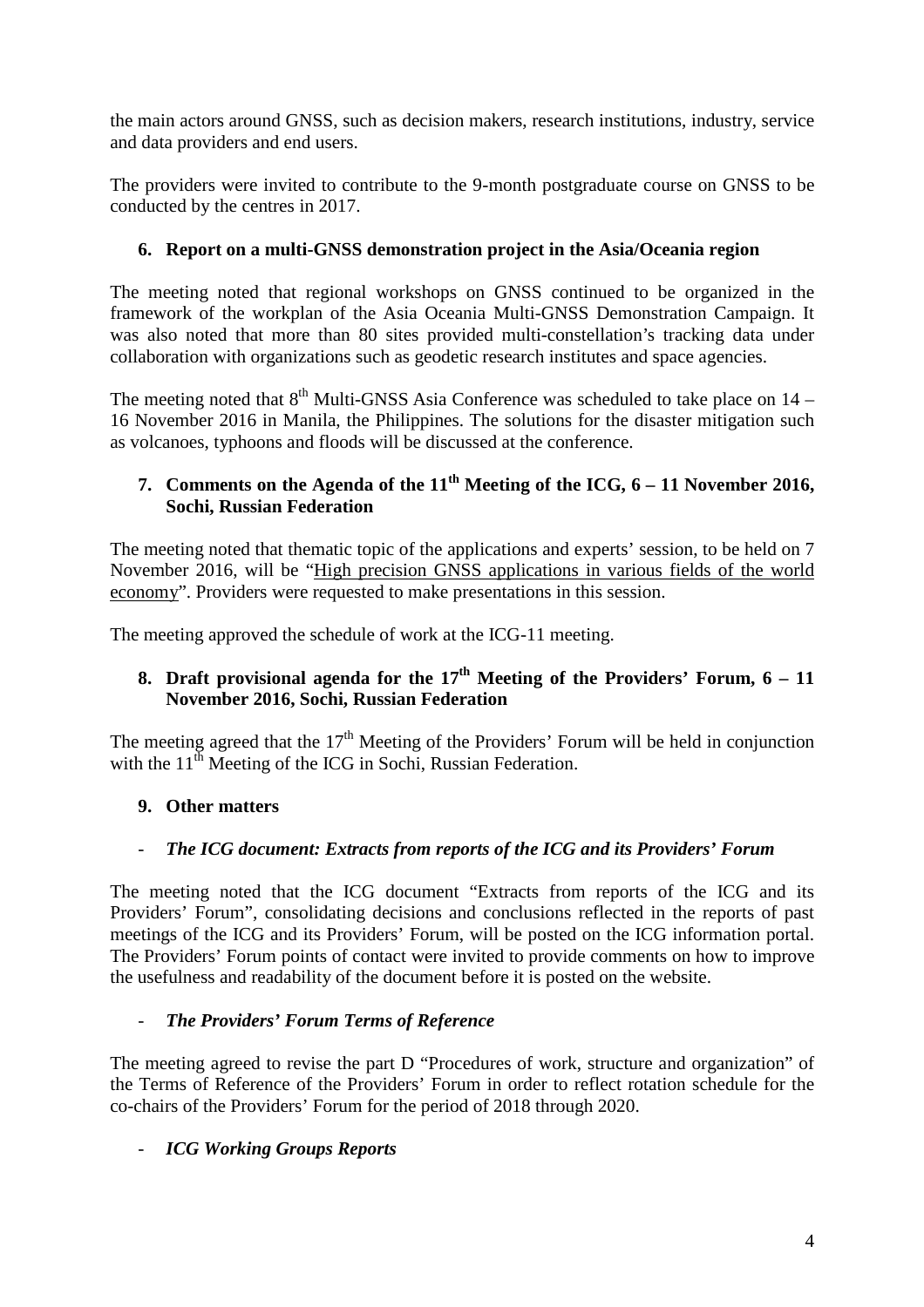the main actors around GNSS, such as decision makers, research institutions, industry, service and data providers and end users.

The providers were invited to contribute to the 9-month postgraduate course on GNSS to be conducted by the centres in 2017.

### 6. Report on a multi-GNSS demonstration project in the Asia/Oceania region

The meeting noted that regional workshops on GNSS continued to be organized in the framework of the workplan of the Asia Oceania Multi-GNSS Demonstration Campaign. It was also noted that more than 80 sites provided multi-constellation's tracking data under collaboration with organizations such as geodetic research institutes and space agencies.

The meeting noted that 8th Multi-GNSS Asia Conference was scheduled to take place on 14 – 16 November 2016 in Manila, the Philippines. The solutions for the disaster mitigation such as volcanoes, typhoons and floods will be discussed at the conference.

### 7. Comments on the Agenda of the 11th Meeting of the ICG, 6 – 11 November 2016, Sochi, Russian Federation

The meeting noted that thematic topic of the applications and experts' session, to be held on 7 November 2016, will be "High precision GNSS applications in various fields of the world economy". Providers were requested to make presentations in this session.

The meeting approved the schedule of work at the ICG-11 meeting.

### 8. Draft provisional agenda for the 17th Meeting of the Providers' Forum, 6 – 11 November 2016, Sochi, Russian Federation

The meeting agreed that the 17th Meeting of the Providers' Forum will be held in conjunction with the 11th Meeting of the ICG in Sochi, Russian Federation.

### 9. Other matters

- ***The ICG document: Extracts from reports of the ICG and its Providers' Forum***

The meeting noted that the ICG document "Extracts from reports of the ICG and its Providers' Forum", consolidating decisions and conclusions reflected in the reports of past meetings of the ICG and its Providers' Forum, will be posted on the ICG information portal. The Providers' Forum points of contact were invited to provide comments on how to improve the usefulness and readability of the document before it is posted on the website.

- ***The Providers' Forum Terms of Reference***

The meeting agreed to revise the part D "Procedures of work, structure and organization" of the Terms of Reference of the Providers' Forum in order to reflect rotation schedule for the co-chairs of the Providers' Forum for the period of 2018 through 2020.

- ***ICG Working Groups Reports***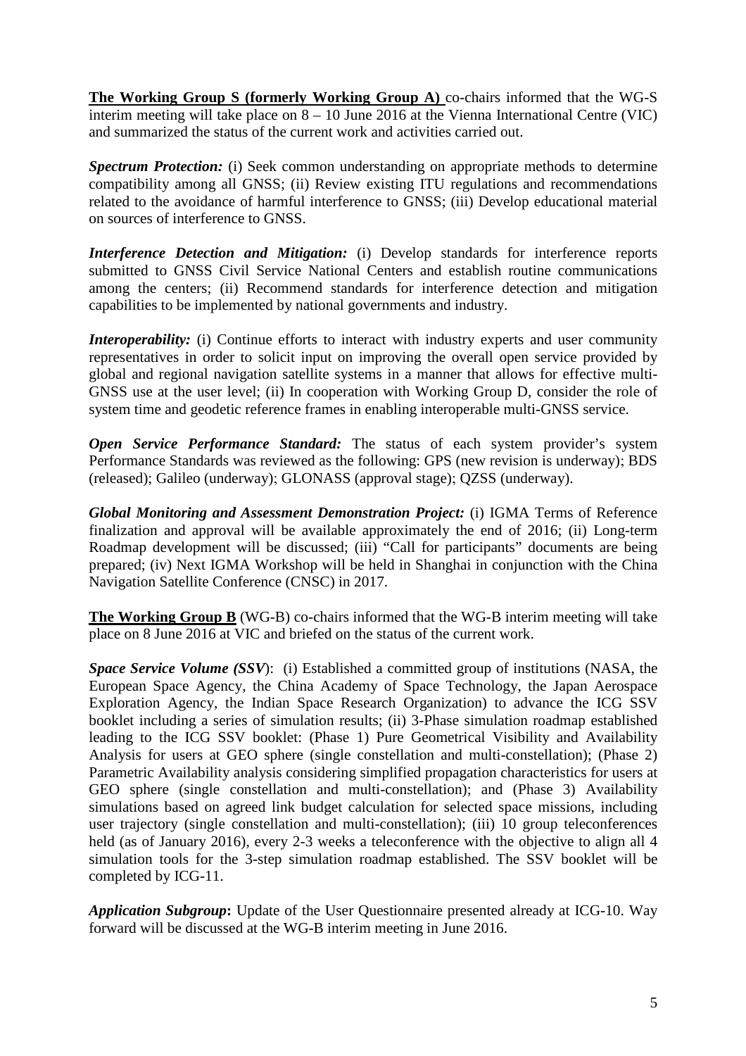**The Working Group S (formerly Working Group A)** co-chairs informed that the WG-S interim meeting will take place on 8 – 10 June 2016 at the Vienna International Centre (VIC) and summarized the status of the current work and activities carried out.

***Spectrum Protection:*** (i) Seek common understanding on appropriate methods to determine compatibility among all GNSS; (ii) Review existing ITU regulations and recommendations related to the avoidance of harmful interference to GNSS; (iii) Develop educational material on sources of interference to GNSS.

***Interference Detection and Mitigation:*** (i) Develop standards for interference reports submitted to GNSS Civil Service National Centers and establish routine communications among the centers; (ii) Recommend standards for interference detection and mitigation capabilities to be implemented by national governments and industry.

***Interoperability:*** (i) Continue efforts to interact with industry experts and user community representatives in order to solicit input on improving the overall open service provided by global and regional navigation satellite systems in a manner that allows for effective multi-GNSS use at the user level; (ii) In cooperation with Working Group D, consider the role of system time and geodetic reference frames in enabling interoperable multi-GNSS service.

***Open Service Performance Standard:*** The status of each system provider's system Performance Standards was reviewed as the following: GPS (new revision is underway); BDS (released); Galileo (underway); GLONASS (approval stage); QZSS (underway).

***Global Monitoring and Assessment Demonstration Project:*** (i) IGMA Terms of Reference finalization and approval will be available approximately the end of 2016; (ii) Long-term Roadmap development will be discussed; (iii) "Call for participants" documents are being prepared; (iv) Next IGMA Workshop will be held in Shanghai in conjunction with the China Navigation Satellite Conference (CNSC) in 2017.

**The Working Group B** (WG-B) co-chairs informed that the WG-B interim meeting will take place on 8 June 2016 at VIC and briefed on the status of the current work.

***Space Service Volume (SSV)***: (i) Established a committed group of institutions (NASA, the European Space Agency, the China Academy of Space Technology, the Japan Aerospace Exploration Agency, the Indian Space Research Organization) to advance the ICG SSV booklet including a series of simulation results; (ii) 3-Phase simulation roadmap established leading to the ICG SSV booklet: (Phase 1) Pure Geometrical Visibility and Availability Analysis for users at GEO sphere (single constellation and multi-constellation); (Phase 2) Parametric Availability analysis considering simplified propagation characteristics for users at GEO sphere (single constellation and multi-constellation); and (Phase 3) Availability simulations based on agreed link budget calculation for selected space missions, including user trajectory (single constellation and multi-constellation); (iii) 10 group teleconferences held (as of January 2016), every 2-3 weeks a teleconference with the objective to align all 4 simulation tools for the 3-step simulation roadmap established. The SSV booklet will be completed by ICG-11.

***Application Subgroup*:** Update of the User Questionnaire presented already at ICG-10. Way forward will be discussed at the WG-B interim meeting in June 2016.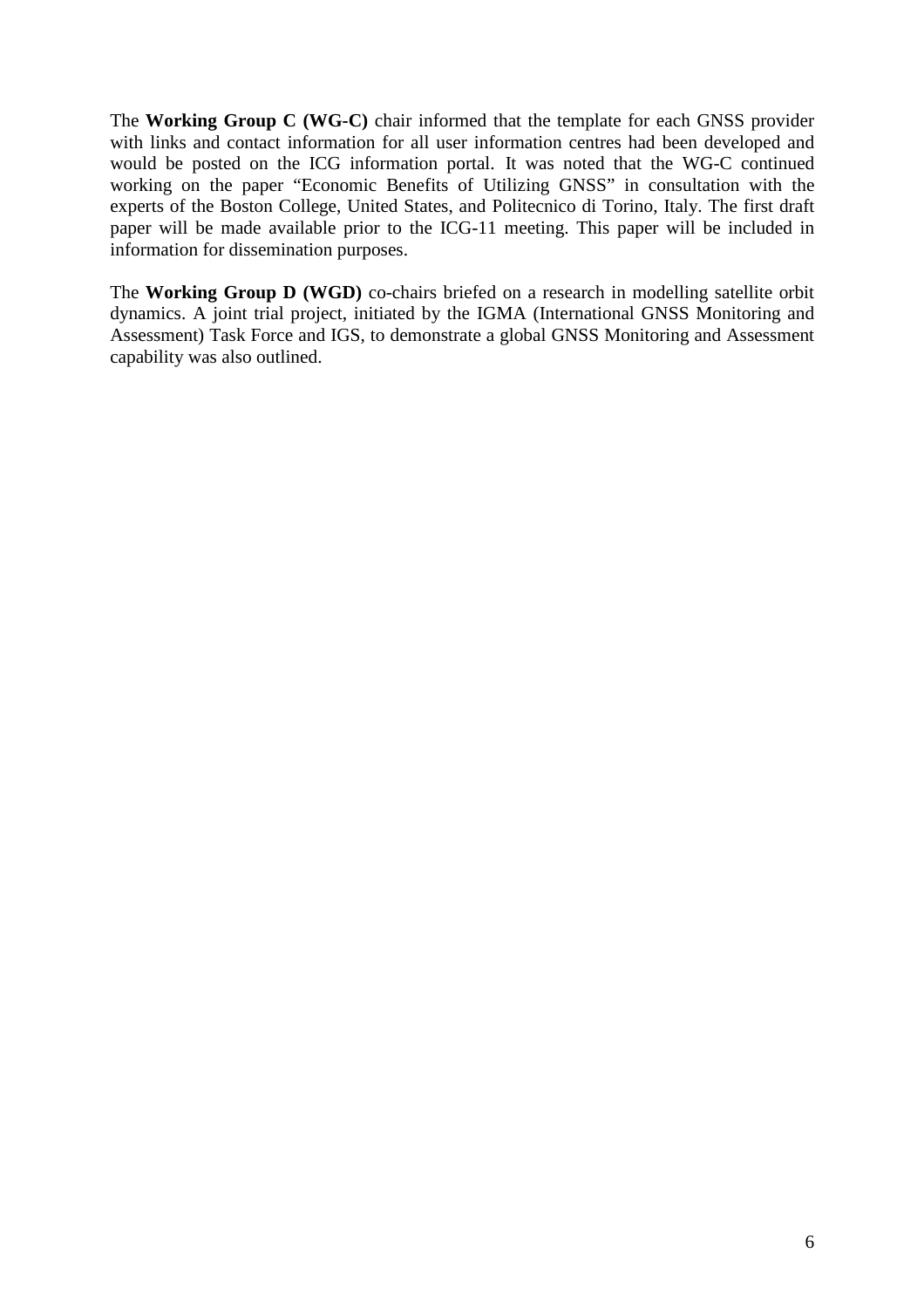The **Working Group C (WG-C)** chair informed that the template for each GNSS provider with links and contact information for all user information centres had been developed and would be posted on the ICG information portal. It was noted that the WG-C continued working on the paper "Economic Benefits of Utilizing GNSS" in consultation with the experts of the Boston College, United States, and Politecnico di Torino, Italy. The first draft paper will be made available prior to the ICG-11 meeting. This paper will be included in information for dissemination purposes.

The **Working Group D (WGD)** co-chairs briefed on a research in modelling satellite orbit dynamics. A joint trial project, initiated by the IGMA (International GNSS Monitoring and Assessment) Task Force and IGS, to demonstrate a global GNSS Monitoring and Assessment capability was also outlined.